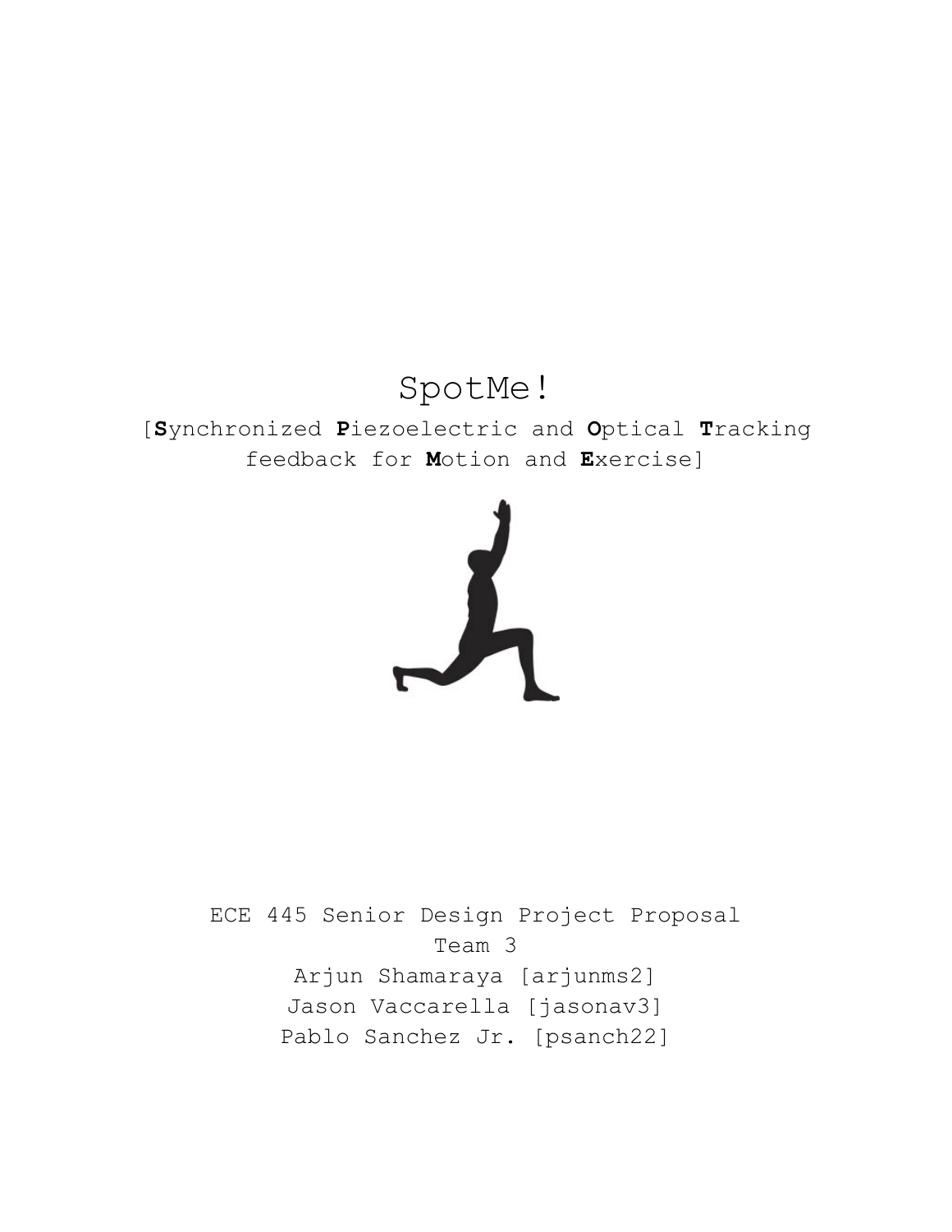# SpotMe!

[**S**ynchronized **P**iezoelectric and **O**ptical **T**racking feedback for **M**otion and **E**xercise]

ECE 445 Senior Design Project Proposal

Team 3

Arjun Shamaraya [arjunms2]

Jason Vaccarella [jasonav3]

Pablo Sanchez Jr. [psanch22]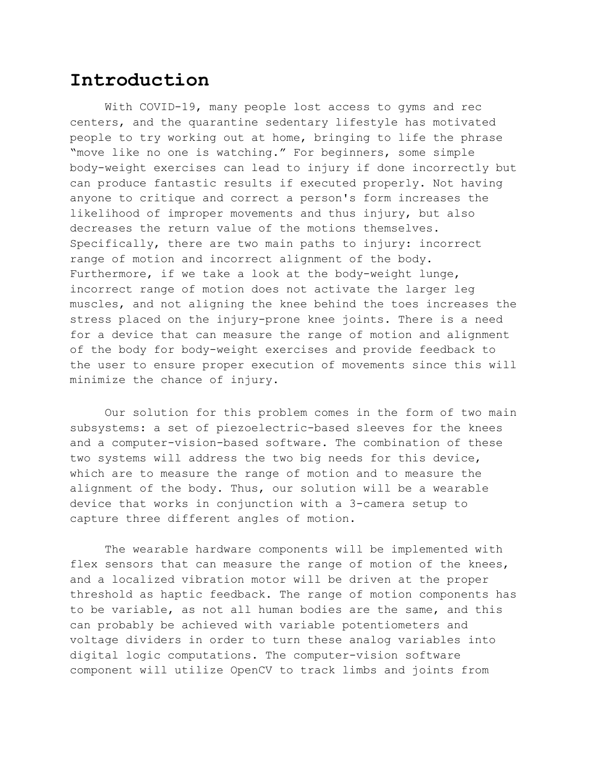# Introduction

With COVID-19, many people lost access to gyms and rec centers, and the quarantine sedentary lifestyle has motivated people to try working out at home, bringing to life the phrase "move like no one is watching." For beginners, some simple body-weight exercises can lead to injury if done incorrectly but can produce fantastic results if executed properly. Not having anyone to critique and correct a person's form increases the likelihood of improper movements and thus injury, but also decreases the return value of the motions themselves. Specifically, there are two main paths to injury: incorrect range of motion and incorrect alignment of the body. Furthermore, if we take a look at the body-weight lunge, incorrect range of motion does not activate the larger leg muscles, and not aligning the knee behind the toes increases the stress placed on the injury-prone knee joints. There is a need for a device that can measure the range of motion and alignment of the body for body-weight exercises and provide feedback to the user to ensure proper execution of movements since this will minimize the chance of injury.

Our solution for this problem comes in the form of two main subsystems: a set of piezoelectric-based sleeves for the knees and a computer-vision-based software. The combination of these two systems will address the two big needs for this device, which are to measure the range of motion and to measure the alignment of the body. Thus, our solution will be a wearable device that works in conjunction with a 3-camera setup to capture three different angles of motion.

The wearable hardware components will be implemented with flex sensors that can measure the range of motion of the knees, and a localized vibration motor will be driven at the proper threshold as haptic feedback. The range of motion components has to be variable, as not all human bodies are the same, and this can probably be achieved with variable potentiometers and voltage dividers in order to turn these analog variables into digital logic computations. The computer-vision software component will utilize OpenCV to track limbs and joints from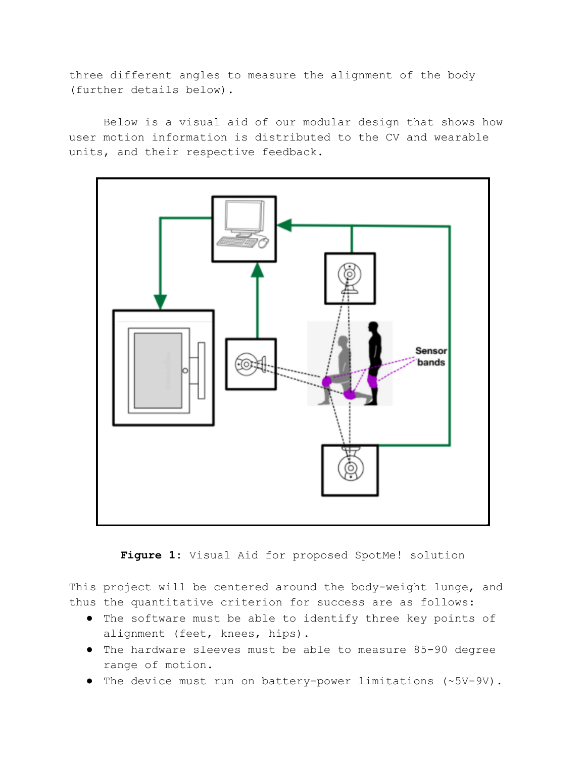three different angles to measure the alignment of the body (further details below).

Below is a visual aid of our modular design that shows how user motion information is distributed to the CV and wearable units, and their respective feedback.

**Figure 1**: Visual Aid for proposed SpotMe! solution

This project will be centered around the body-weight lunge, and thus the quantitative criterion for success are as follows:

- The software must be able to identify three key points of alignment (feet, knees, hips).
- The hardware sleeves must be able to measure 85-90 degree range of motion.
- The device must run on battery-power limitations (~5V-9V).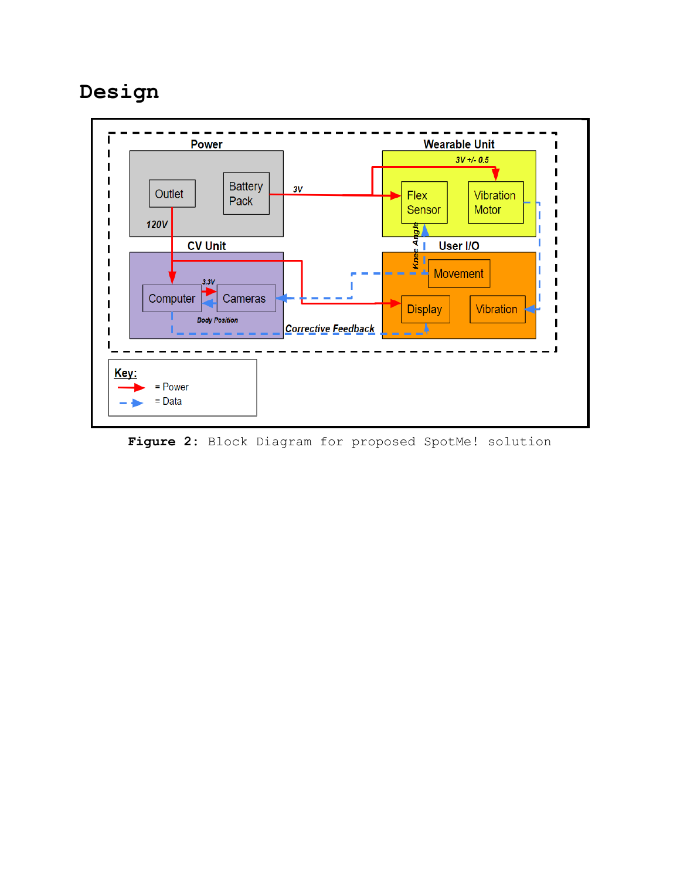# Design

**Figure 2:** Block Diagram for proposed SpotMe! solution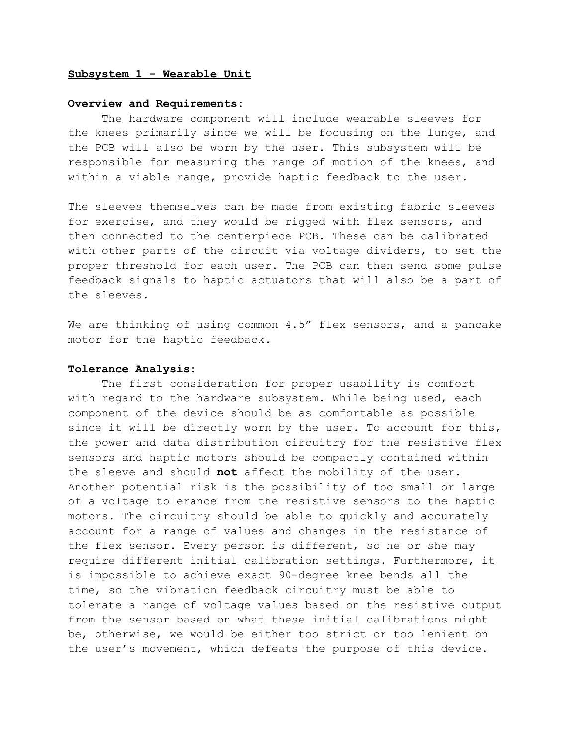## Subsystem 1 - Wearable Unit

**Overview and Requirements:**

The hardware component will include wearable sleeves for the knees primarily since we will be focusing on the lunge, and the PCB will also be worn by the user. This subsystem will be responsible for measuring the range of motion of the knees, and within a viable range, provide haptic feedback to the user.

The sleeves themselves can be made from existing fabric sleeves for exercise, and they would be rigged with flex sensors, and then connected to the centerpiece PCB. These can be calibrated with other parts of the circuit via voltage dividers, to set the proper threshold for each user. The PCB can then send some pulse feedback signals to haptic actuators that will also be a part of the sleeves.

We are thinking of using common 4.5" flex sensors, and a pancake motor for the haptic feedback.

**Tolerance Analysis:**

The first consideration for proper usability is comfort with regard to the hardware subsystem. While being used, each component of the device should be as comfortable as possible since it will be directly worn by the user. To account for this, the power and data distribution circuitry for the resistive flex sensors and haptic motors should be compactly contained within the sleeve and should **not** affect the mobility of the user. Another potential risk is the possibility of too small or large of a voltage tolerance from the resistive sensors to the haptic motors. The circuitry should be able to quickly and accurately account for a range of values and changes in the resistance of the flex sensor. Every person is different, so he or she may require different initial calibration settings. Furthermore, it is impossible to achieve exact 90-degree knee bends all the time, so the vibration feedback circuitry must be able to tolerate a range of voltage values based on the resistive output from the sensor based on what these initial calibrations might be, otherwise, we would be either too strict or too lenient on the user's movement, which defeats the purpose of this device.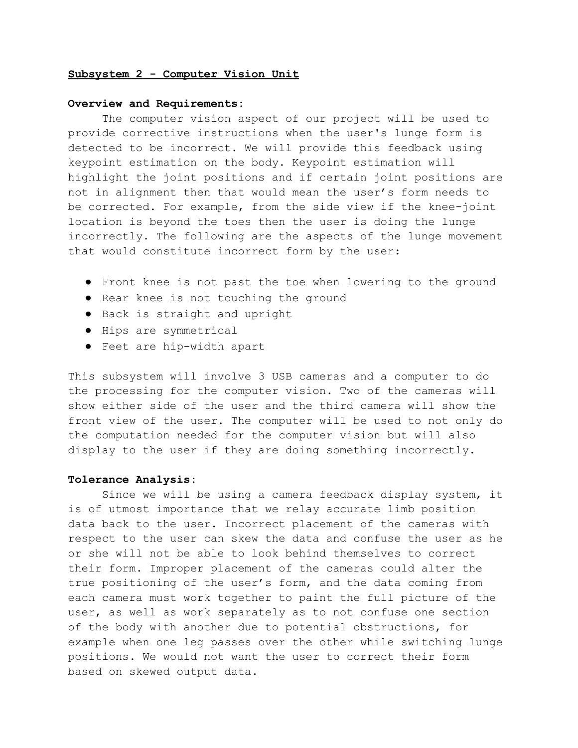**Subsystem 2 - Computer Vision Unit**

**Overview and Requirements:**

The computer vision aspect of our project will be used to provide corrective instructions when the user's lunge form is detected to be incorrect. We will provide this feedback using keypoint estimation on the body. Keypoint estimation will highlight the joint positions and if certain joint positions are not in alignment then that would mean the user's form needs to be corrected. For example, from the side view if the knee-joint location is beyond the toes then the user is doing the lunge incorrectly. The following are the aspects of the lunge movement that would constitute incorrect form by the user:

- Front knee is not past the toe when lowering to the ground
- Rear knee is not touching the ground
- Back is straight and upright
- Hips are symmetrical
- Feet are hip-width apart

This subsystem will involve 3 USB cameras and a computer to do the processing for the computer vision. Two of the cameras will show either side of the user and the third camera will show the front view of the user. The computer will be used to not only do the computation needed for the computer vision but will also display to the user if they are doing something incorrectly.

**Tolerance Analysis:**

Since we will be using a camera feedback display system, it is of utmost importance that we relay accurate limb position data back to the user. Incorrect placement of the cameras with respect to the user can skew the data and confuse the user as he or she will not be able to look behind themselves to correct their form. Improper placement of the cameras could alter the true positioning of the user's form, and the data coming from each camera must work together to paint the full picture of the user, as well as work separately as to not confuse one section of the body with another due to potential obstructions, for example when one leg passes over the other while switching lunge positions. We would not want the user to correct their form based on skewed output data.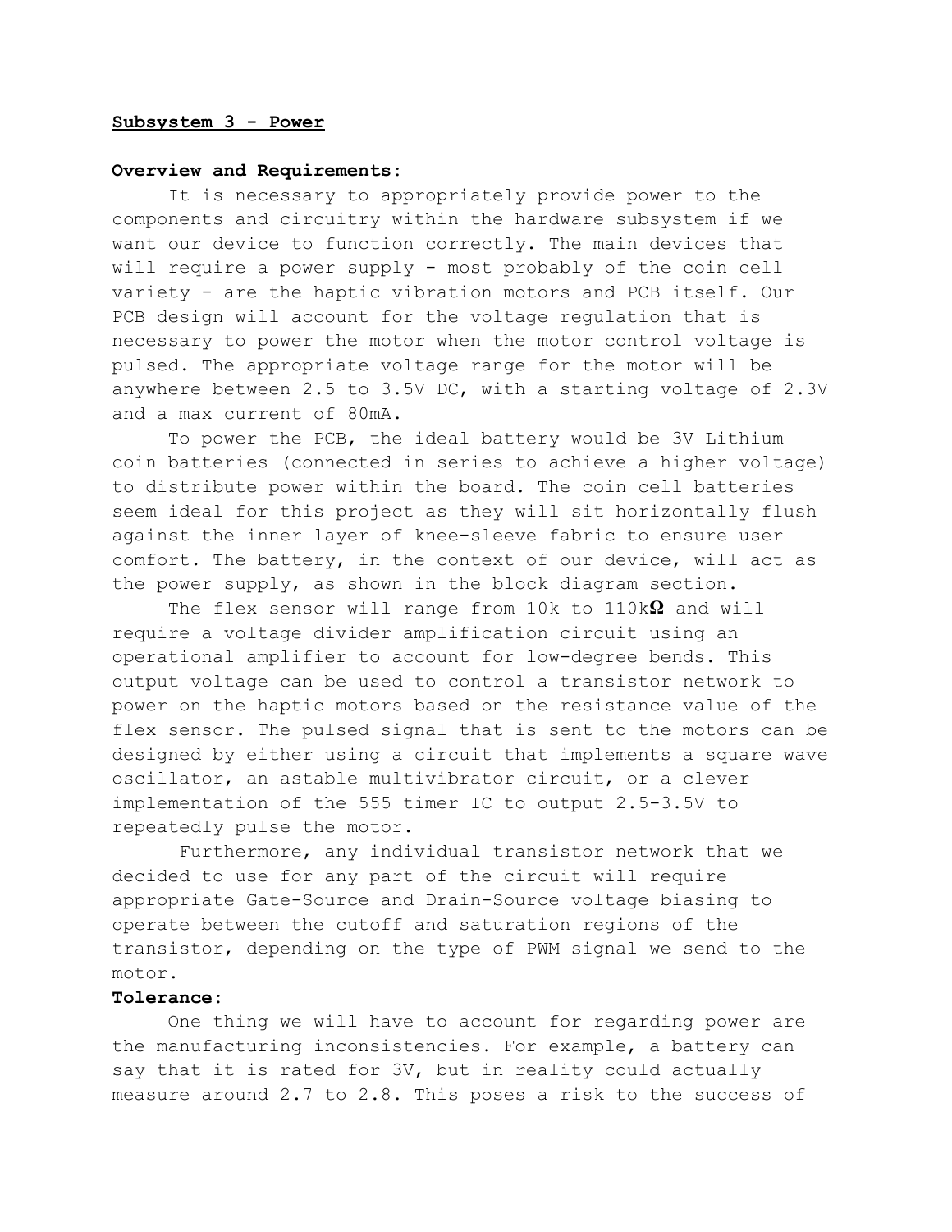**Subsystem 3 - Power**

**Overview and Requirements:**

It is necessary to appropriately provide power to the components and circuitry within the hardware subsystem if we want our device to function correctly. The main devices that will require a power supply - most probably of the coin cell variety - are the haptic vibration motors and PCB itself. Our PCB design will account for the voltage regulation that is necessary to power the motor when the motor control voltage is pulsed. The appropriate voltage range for the motor will be anywhere between 2.5 to 3.5V DC, with a starting voltage of 2.3V and a max current of 80mA.

To power the PCB, the ideal battery would be 3V Lithium coin batteries (connected in series to achieve a higher voltage) to distribute power within the board. The coin cell batteries seem ideal for this project as they will sit horizontally flush against the inner layer of knee-sleeve fabric to ensure user comfort. The battery, in the context of our device, will act as the power supply, as shown in the block diagram section.

The flex sensor will range from 10k to 110k**Ω** and will require a voltage divider amplification circuit using an operational amplifier to account for low-degree bends. This output voltage can be used to control a transistor network to power on the haptic motors based on the resistance value of the flex sensor. The pulsed signal that is sent to the motors can be designed by either using a circuit that implements a square wave oscillator, an astable multivibrator circuit, or a clever implementation of the 555 timer IC to output 2.5-3.5V to repeatedly pulse the motor.

Furthermore, any individual transistor network that we decided to use for any part of the circuit will require appropriate Gate-Source and Drain-Source voltage biasing to operate between the cutoff and saturation regions of the transistor, depending on the type of PWM signal we send to the motor.

**Tolerance:**

One thing we will have to account for regarding power are the manufacturing inconsistencies. For example, a battery can say that it is rated for 3V, but in reality could actually measure around 2.7 to 2.8. This poses a risk to the success of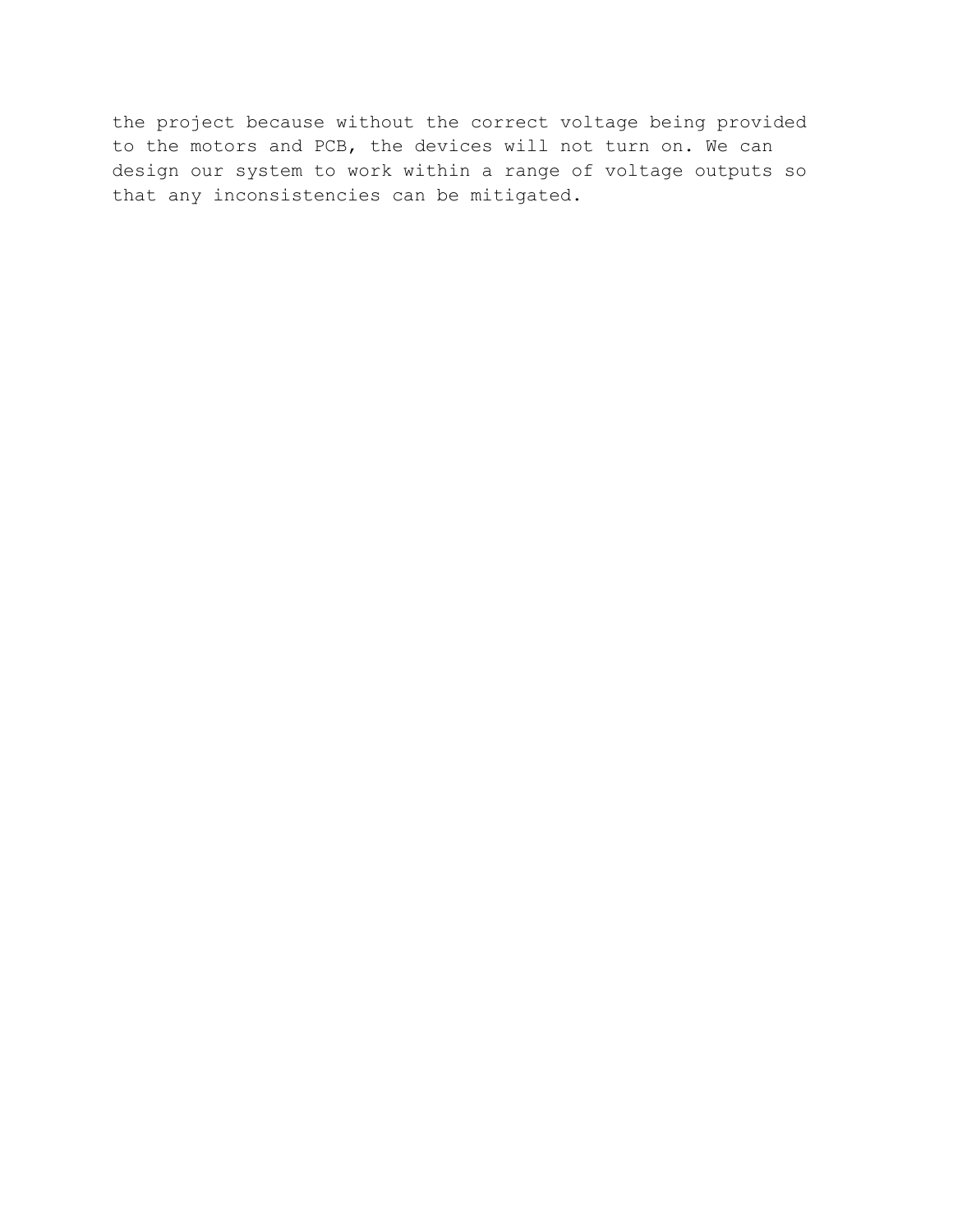the project because without the correct voltage being provided to the motors and PCB, the devices will not turn on. We can design our system to work within a range of voltage outputs so that any inconsistencies can be mitigated.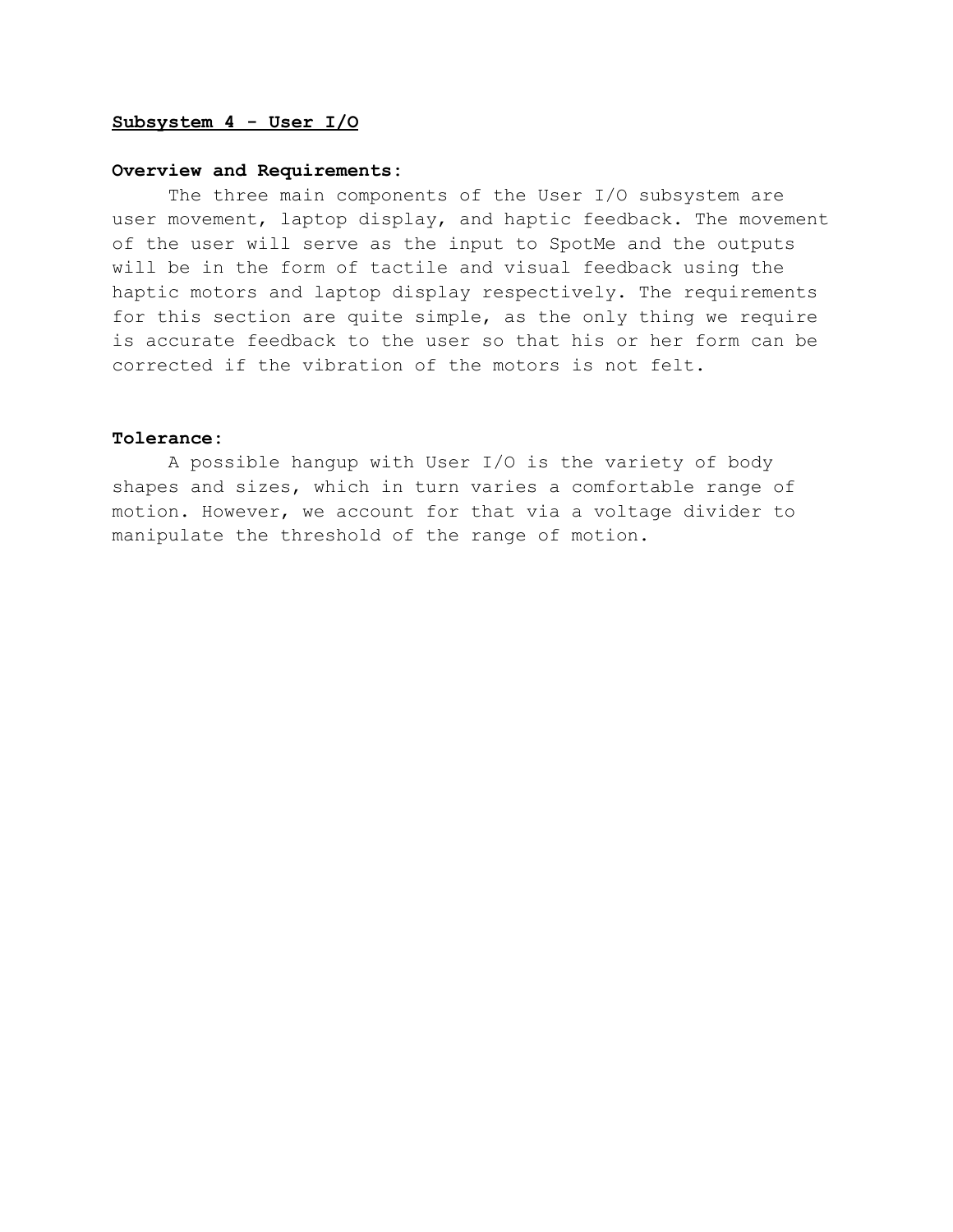## Subsystem 4 - User I/O

**Overview and Requirements:**

The three main components of the User I/O subsystem are user movement, laptop display, and haptic feedback. The movement of the user will serve as the input to SpotMe and the outputs will be in the form of tactile and visual feedback using the haptic motors and laptop display respectively. The requirements for this section are quite simple, as the only thing we require is accurate feedback to the user so that his or her form can be corrected if the vibration of the motors is not felt.

**Tolerance:**

A possible hangup with User I/O is the variety of body shapes and sizes, which in turn varies a comfortable range of motion. However, we account for that via a voltage divider to manipulate the threshold of the range of motion.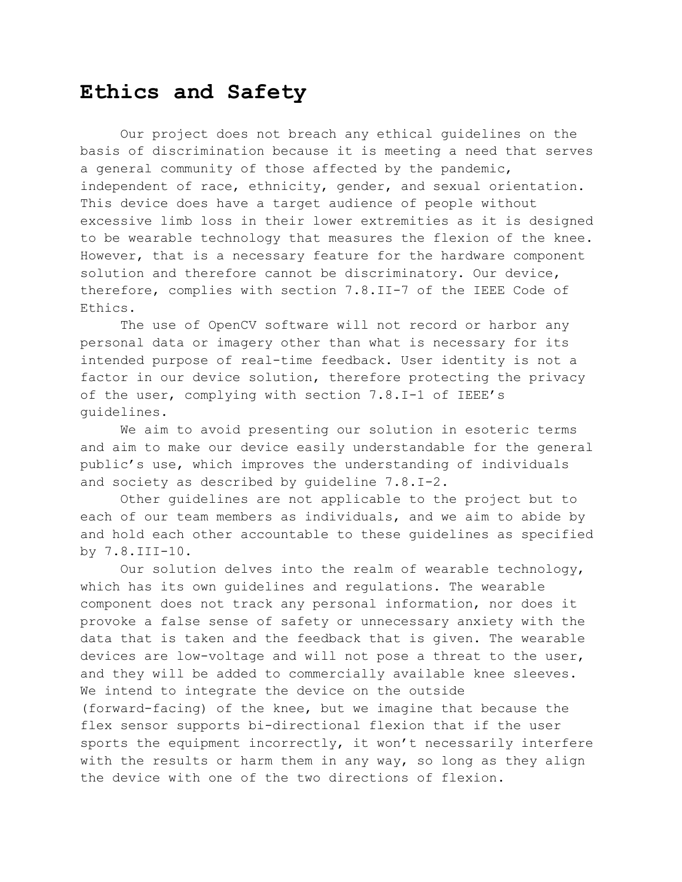## Ethics and Safety

Our project does not breach any ethical guidelines on the basis of discrimination because it is meeting a need that serves a general community of those affected by the pandemic, independent of race, ethnicity, gender, and sexual orientation. This device does have a target audience of people without excessive limb loss in their lower extremities as it is designed to be wearable technology that measures the flexion of the knee. However, that is a necessary feature for the hardware component solution and therefore cannot be discriminatory. Our device, therefore, complies with section 7.8.II-7 of the IEEE Code of Ethics.

The use of OpenCV software will not record or harbor any personal data or imagery other than what is necessary for its intended purpose of real-time feedback. User identity is not a factor in our device solution, therefore protecting the privacy of the user, complying with section 7.8.I-1 of IEEE's guidelines.

We aim to avoid presenting our solution in esoteric terms and aim to make our device easily understandable for the general public's use, which improves the understanding of individuals and society as described by guideline 7.8.I-2.

Other guidelines are not applicable to the project but to each of our team members as individuals, and we aim to abide by and hold each other accountable to these guidelines as specified by 7.8.III-10.

Our solution delves into the realm of wearable technology, which has its own guidelines and regulations. The wearable component does not track any personal information, nor does it provoke a false sense of safety or unnecessary anxiety with the data that is taken and the feedback that is given. The wearable devices are low-voltage and will not pose a threat to the user, and they will be added to commercially available knee sleeves. We intend to integrate the device on the outside (forward-facing) of the knee, but we imagine that because the flex sensor supports bi-directional flexion that if the user sports the equipment incorrectly, it won't necessarily interfere with the results or harm them in any way, so long as they align the device with one of the two directions of flexion.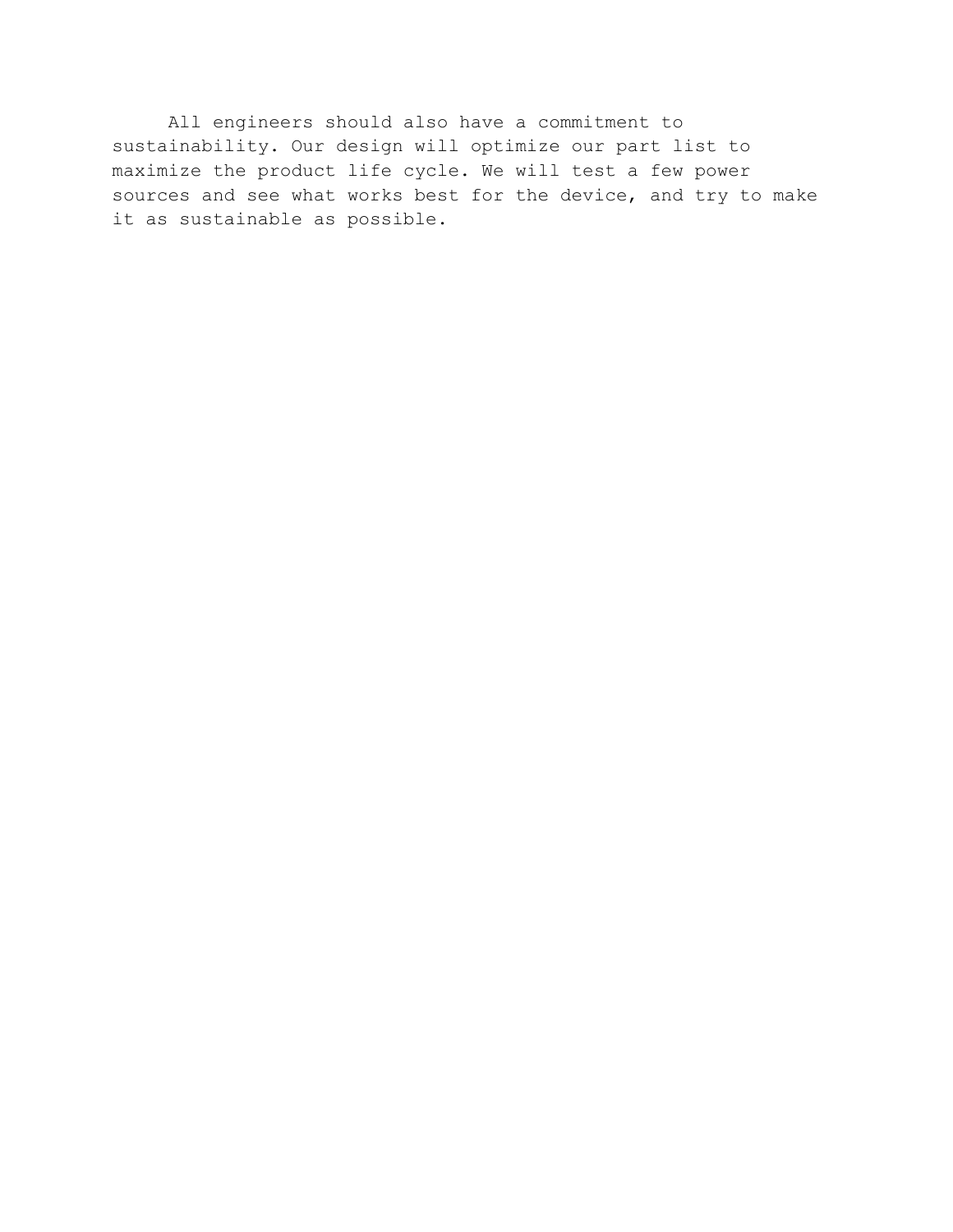All engineers should also have a commitment to sustainability. Our design will optimize our part list to maximize the product life cycle. We will test a few power sources and see what works best for the device, and try to make it as sustainable as possible.